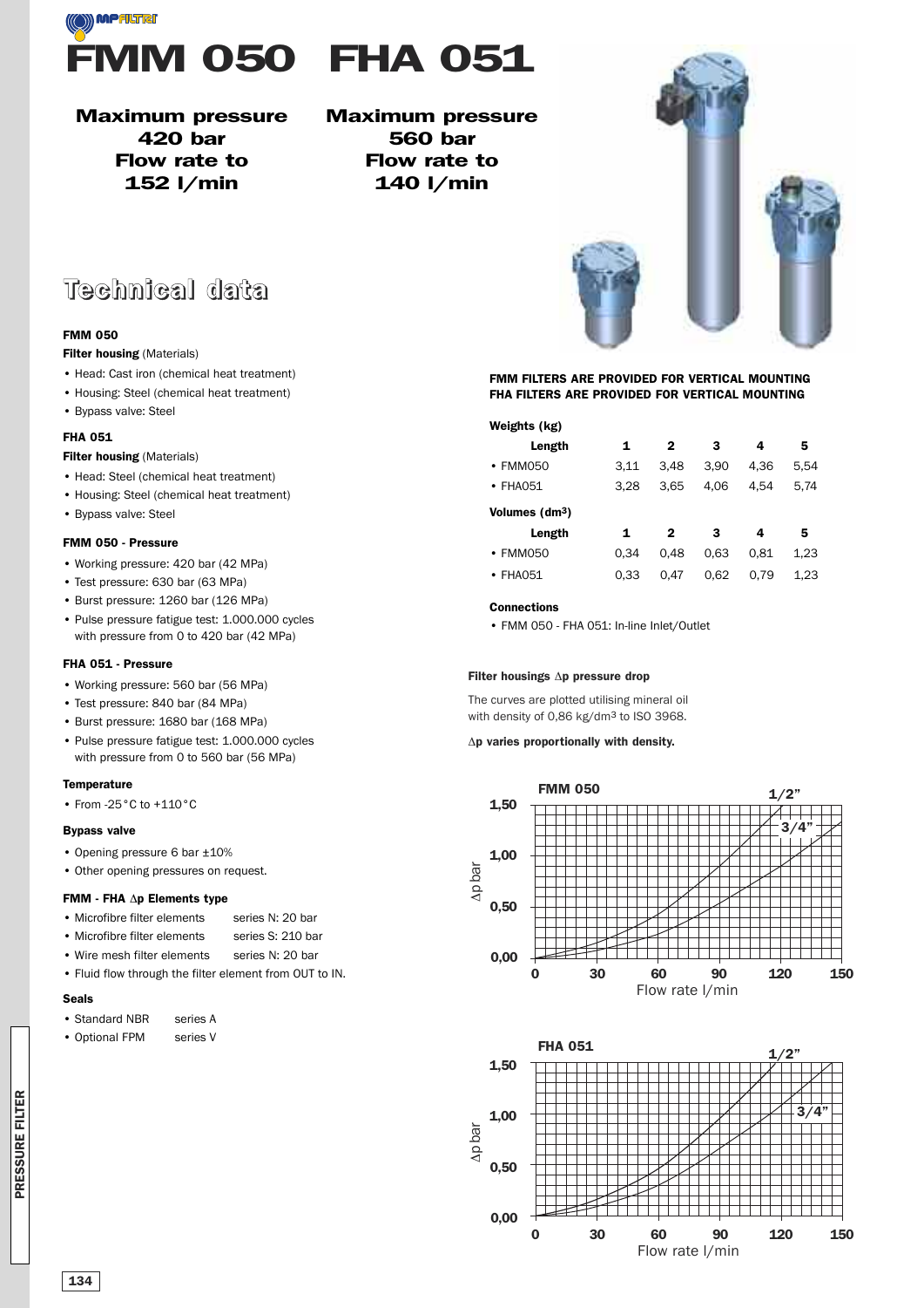# FMM 050 FHA 051

**Maximum pressure 420 bar**
**Flow rate to 152 l/min**

**Maximum pressure 560 bar**
**Flow rate to 140 l/min**

## Technical data

### FMM 050

**Filter housing** (Materials)

- Head: Cast iron (chemical heat treatment)
- Housing: Steel (chemical heat treatment)
- Bypass valve: Steel

### FHA 051

**Filter housing** (Materials)

- Head: Steel (chemical heat treatment)
- Housing: Steel (chemical heat treatment)
- Bypass valve: Steel

### FMM 050 - Pressure

- Working pressure: 420 bar (42 MPa)
- Test pressure: 630 bar (63 MPa)
- Burst pressure: 1260 bar (126 MPa)
- Pulse pressure fatigue test: 1.000.000 cycles with pressure from 0 to 420 bar (42 MPa)

### FHA 051 - Pressure

- Working pressure: 560 bar (56 MPa)
- Test pressure: 840 bar (84 MPa)
- Burst pressure: 1680 bar (168 MPa)
- Pulse pressure fatigue test: 1.000.000 cycles with pressure from 0 to 560 bar (56 MPa)

### Temperature

- From -25 °C to +110 °C

### Bypass valve

- Opening pressure 6 bar ±10%
- Other opening pressures on request.

### FMM - FHA Δp Elements type

- Microfibre filter elements series N: 20 bar
- Microfibre filter elements series S: 210 bar
- Wire mesh filter elements series N: 20 bar
- Fluid flow through the filter element from OUT to IN.

### Seals

- Standard NBR series A
- Optional FPM series V

**FMM FILTERS ARE PROVIDED FOR VERTICAL MOUNTING**
**FHA FILTERS ARE PROVIDED FOR VERTICAL MOUNTING**

**Weights (kg)**

| Length | 1 | 2 | 3 | 4 | 5 |
|---|---|---|---|---|---|
| • FMM050 | 3,11 | 3,48 | 3,90 | 4,36 | 5,54 |
| • FHA051 | 3,28 | 3,65 | 4,06 | 4,54 | 5,74 |

**Volumes (dm$^3$)**

| Length | 1 | 2 | 3 | 4 | 5 |
|---|---|---|---|---|---|
| • FMM050 | 0,34 | 0,48 | 0,63 | 0,81 | 1,23 |
| • FHA051 | 0,33 | 0,47 | 0,62 | 0,79 | 1,23 |

**Connections**

- FMM 050 - FHA 051: In-line Inlet/Outlet

**Filter housings Δp pressure drop**

The curves are plotted utilising mineral oil with density of 0,86 kg/dm$^3$ to ISO 3968.

**Δp varies proportionally with density.**

FMM 050 — Δp bar (0,00 – 1,50) vs Flow rate l/min (0 – 150); curves: 1/2", 3/4"

FHA 051 — Δp bar (0,00 – 1,50) vs Flow rate l/min (0 – 150); curves: 1/2", 3/4"

PRESSURE FILTER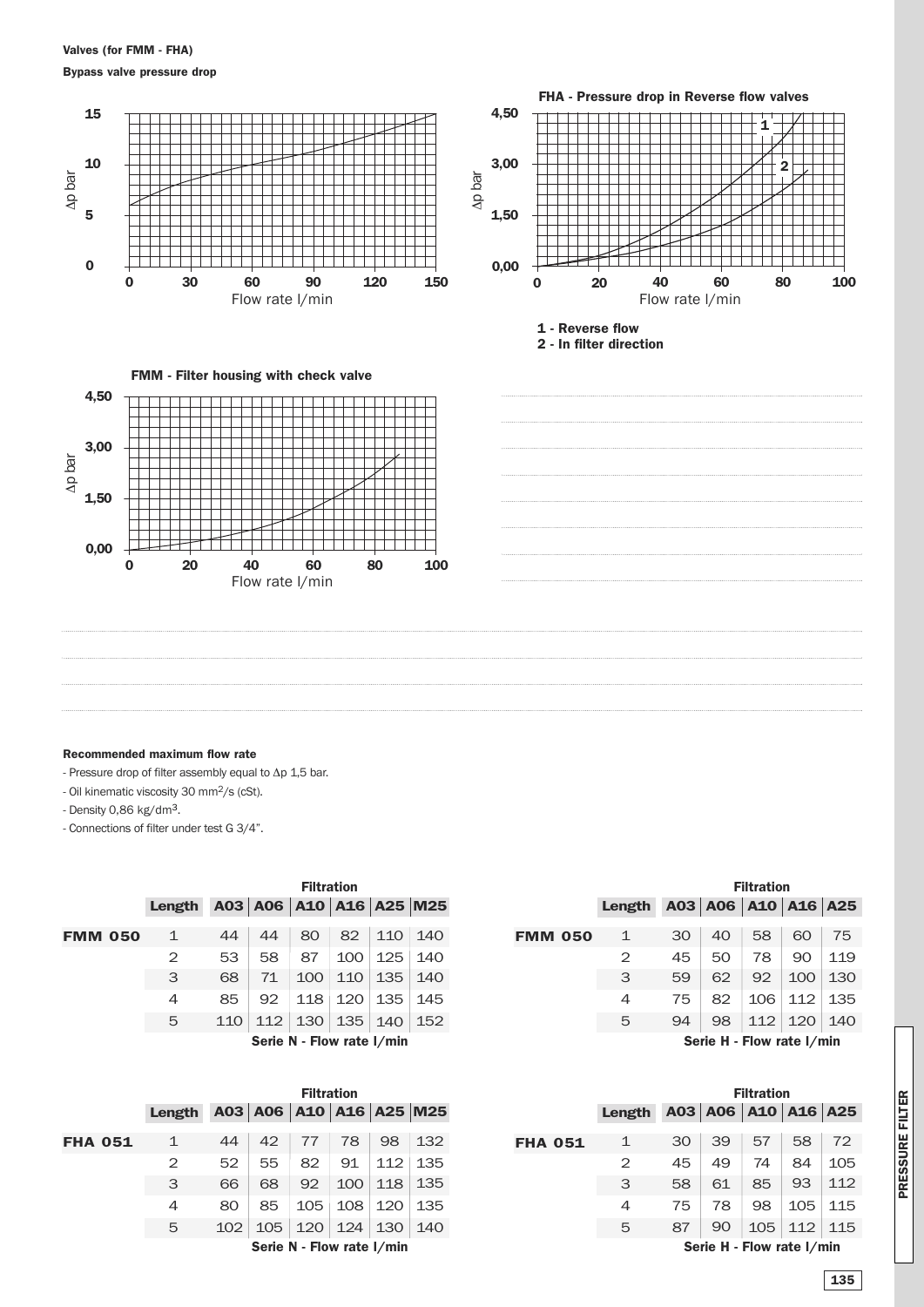**Valves (for FMM - FHA)**

**Bypass valve pressure drop**

FHA - Pressure drop in Reverse flow valves

1 - Reverse flow
2 - In filter direction

FMM - Filter housing with check valve

**Recommended maximum flow rate**

- Pressure drop of filter assembly equal to Δp 1,5 bar.
- Oil kinematic viscosity 30 $mm^2/s$ (cSt).
- Density 0,86 $kg/dm^3$.
- Connections of filter under test G 3/4".

**Serie N - Flow rate l/min**

| | Length | A03 | A06 | A10 | A16 | A25 | M25 |
|---|---|---|---|---|---|---|---|
| **FMM 050** | 1 | 44 | 44 | 80 | 82 | 110 | 140 |
| | 2 | 53 | 58 | 87 | 100 | 125 | 140 |
| | 3 | 68 | 71 | 100 | 110 | 135 | 140 |
| | 4 | 85 | 92 | 118 | 120 | 135 | 145 |
| | 5 | 110 | 112 | 130 | 135 | 140 | 152 |

**Serie H - Flow rate l/min**

| | Length | A03 | A06 | A10 | A16 | A25 |
|---|---|---|---|---|---|---|
| **FMM 050** | 1 | 30 | 40 | 58 | 60 | 75 |
| | 2 | 45 | 50 | 78 | 90 | 119 |
| | 3 | 59 | 62 | 92 | 100 | 130 |
| | 4 | 75 | 82 | 106 | 112 | 135 |
| | 5 | 94 | 98 | 112 | 120 | 140 |

**Serie N - Flow rate l/min**

| | Length | A03 | A06 | A10 | A16 | A25 | M25 |
|---|---|---|---|---|---|---|---|
| **FHA 051** | 1 | 44 | 42 | 77 | 78 | 98 | 132 |
| | 2 | 52 | 55 | 82 | 91 | 112 | 135 |
| | 3 | 66 | 68 | 92 | 100 | 118 | 135 |
| | 4 | 80 | 85 | 105 | 108 | 120 | 135 |
| | 5 | 102 | 105 | 120 | 124 | 130 | 140 |

**Serie H - Flow rate l/min**

| | Length | A03 | A06 | A10 | A16 | A25 |
|---|---|---|---|---|---|---|
| **FHA 051** | 1 | 30 | 39 | 57 | 58 | 72 |
| | 2 | 45 | 49 | 74 | 84 | 105 |
| | 3 | 58 | 61 | 85 | 93 | 112 |
| | 4 | 75 | 78 | 98 | 105 | 115 |
| | 5 | 87 | 90 | 105 | 112 | 115 |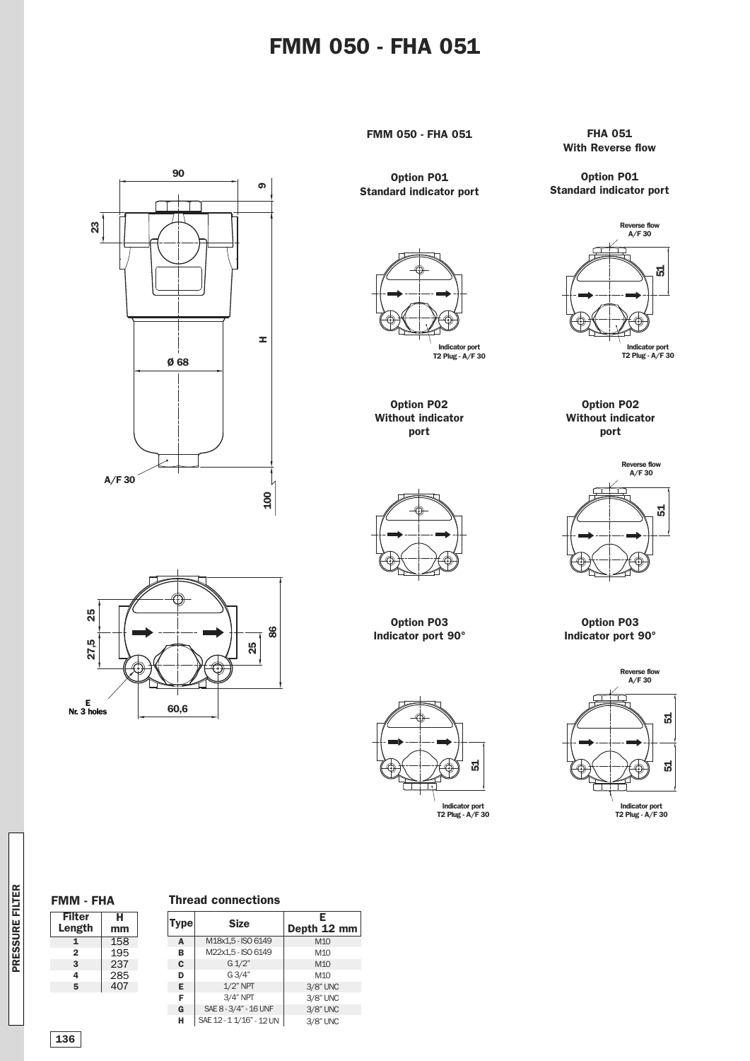# FMM 050 - FHA 051

90

9

23

H

Ø 68

A/F 30

100

25

27,5

25

86

E
Nr. 3 holes

60,6

**FMM 050 - FHA 051**

**Option P01**
**Standard indicator port**

Indicator port
T2 Plug - A/F 30

**Option P02**
**Without indicator port**

**Option P03**
**Indicator port 90°**

51

Indicator port
T2 Plug - A/F 30

**FHA 051**
**With Reverse flow**

**Option P01**
**Standard indicator port**

Reverse flow
A/F 30

51

Indicator port
T2 Plug - A/F 30

**Option P02**
**Without indicator port**

Reverse flow
A/F 30

51

**Option P03**
**Indicator port 90°**

Reverse flow
A/F 30

51

51

Indicator port
T2 Plug - A/F 30

### FMM - FHA

| Filter Length | H mm |
|---|---|
| 1 | 158 |
| 2 | 195 |
| 3 | 237 |
| 4 | 285 |
| 5 | 407 |

### Thread connections

| Type | Size | E Depth 12 mm |
|---|---|---|
| A | M18x1,5 - ISO 6149 | M10 |
| B | M22x1,5 - ISO 6149 | M10 |
| C | G 1/2" | M10 |
| D | G 3/4" | M10 |
| E | 1/2" NPT | 3/8" UNC |
| F | 3/4" NPT | 3/8" UNC |
| G | SAE 8 - 3/4" - 16 UNF | 3/8" UNC |
| H | SAE 12 - 1 1/16" - 12 UN | 3/8" UNC |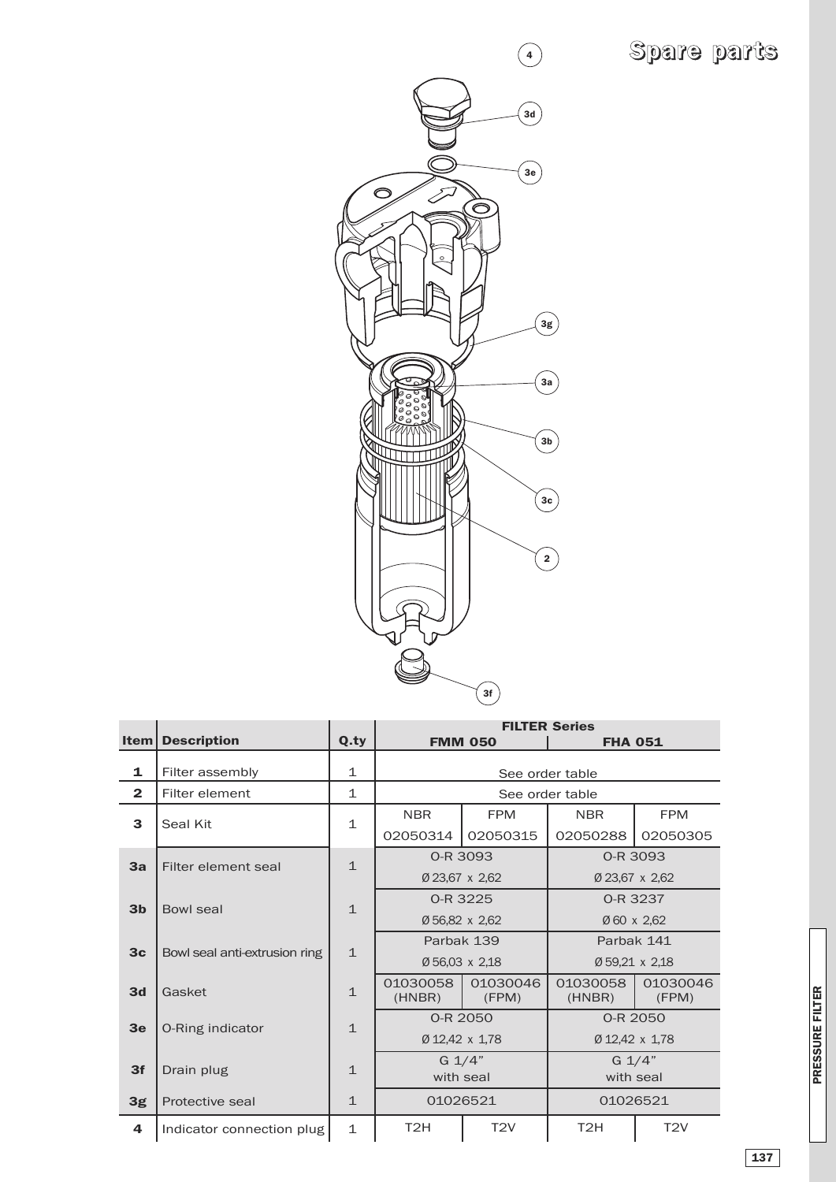# Spare parts

| Item | Description | Q.ty | FILTER Series FMM 050 | | FILTER Series FHA 051 | |
|---|---|---|---|---|---|---|
| 1 | Filter assembly | 1 | See order table | | | |
| 2 | Filter element | 1 | See order table | | | |
| 3 | Seal Kit | 1 | NBR 02050314 | FPM 02050315 | NBR 02050288 | FPM 02050305 |
| 3a | Filter element seal | 1 | O-R 3093 Ø 23,67 x 2,62 | | O-R 3093 Ø 23,67 x 2,62 | |
| 3b | Bowl seal | 1 | O-R 3225 Ø 56,82 x 2,62 | | O-R 3237 Ø 60 x 2,62 | |
| 3c | Bowl seal anti-extrusion ring | 1 | Parbak 139 Ø 56,03 x 2,18 | | Parbak 141 Ø 59,21 x 2,18 | |
| 3d | Gasket | 1 | 01030058 (HNBR) | 01030046 (FPM) | 01030058 (HNBR) | 01030046 (FPM) |
| 3e | O-Ring indicator | 1 | O-R 2050 Ø 12,42 x 1,78 | | O-R 2050 Ø 12,42 x 1,78 | |
| 3f | Drain plug | 1 | G 1/4" with seal | | G 1/4" with seal | |
| 3g | Protective seal | 1 | 01026521 | | 01026521 | |
| 4 | Indicator connection plug | 1 | T2H | T2V | T2H | T2V |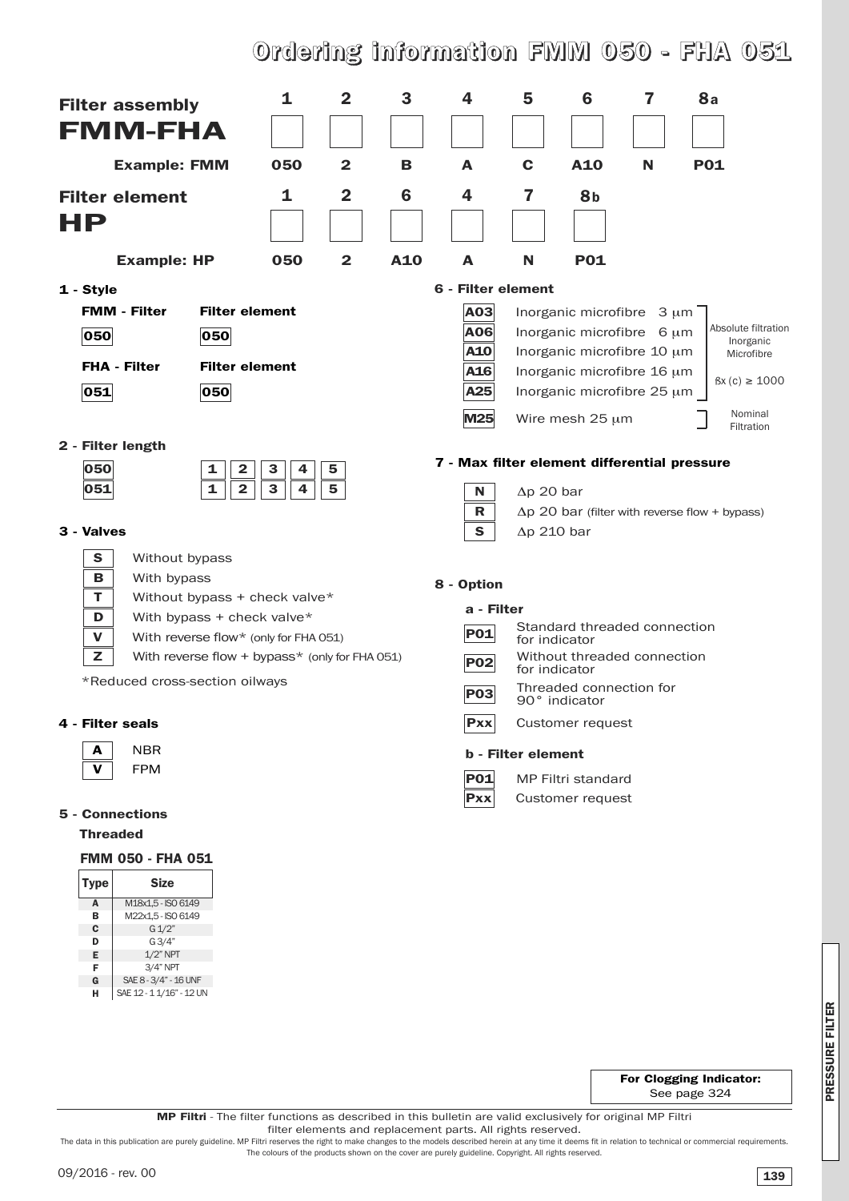# Ordering information FMM 050 - FHA 051

## Filter assembly FMM-FHA

| | 1 | 2 | 3 | 4 | 5 | 6 | 7 | 8a |
|---|---|---|---|---|---|---|---|---|
| Example: FMM | 050 | 2 | B | A | C | A10 | N | P01 |

## Filter element HP

| | 1 | 2 | 6 | 4 | 7 | 8b |
|---|---|---|---|---|---|---|
| Example: HP | 050 | 2 | A10 | A | N | P01 |

### 1 - Style

| FMM - Filter | Filter element |
|---|---|
| 050 | 050 |

| FHA - Filter | Filter element |
|---|---|
| 051 | 050 |

### 2 - Filter length

| | | | | | |
|---|---|---|---|---|---|
| 050 | 1 | 2 | 3 | 4 | 5 |
| 051 | 1 | 2 | 3 | 4 | 5 |

### 3 - Valves

- **S** Without bypass
- **B** With bypass
- **T** Without bypass + check valve*
- **D** With bypass + check valve*
- **V** With reverse flow* (only for FHA 051)
- **Z** With reverse flow + bypass* (only for FHA 051)

*Reduced cross-section oilways

### 4 - Filter seals

- **A** NBR
- **V** FPM

### 5 - Connections

**Threaded**

**FMM 050 - FHA 051**

| Type | Size |
|---|---|
| A | M18x1,5 - ISO 6149 |
| B | M22x1,5 - ISO 6149 |
| C | G 1/2" |
| D | G 3/4" |
| E | 1/2" NPT |
| F | 3/4" NPT |
| G | SAE 8 - 3/4" - 16 UNF |
| H | SAE 12 - 1 1/16" - 12 UN |

### 6 - Filter element

| | | |
|---|---|---|
| A03 | Inorganic microfibre 3 μm | Absolute filtration Inorganic Microfibre ßx (c) ≥ 1000 |
| A06 | Inorganic microfibre 6 μm | |
| A10 | Inorganic microfibre 10 μm | |
| A16 | Inorganic microfibre 16 μm | |
| A25 | Inorganic microfibre 25 μm | |
| M25 | Wire mesh 25 μm | Nominal Filtration |

### 7 - Max filter element differential pressure

- **N** Δp 20 bar
- **R** Δp 20 bar (filter with reverse flow + bypass)
- **S** Δp 210 bar

### 8 - Option

**a - Filter**

- **P01** Standard threaded connection for indicator
- **P02** Without threaded connection for indicator
- **P03** Threaded connection for 90° indicator
- **Pxx** Customer request

**b - Filter element**

- **P01** MP Filtri standard
- **Pxx** Customer request

**For Clogging Indicator:** See page 324

**MP Filtri** - The filter functions as described in this bulletin are valid exclusively for original MP Filtri filter elements and replacement parts. All rights reserved.

The data in this publication are purely guideline. MP Filtri reserves the right to make changes to the models described herein at any time it deems fit in relation to technical or commercial requirements. The colours of the products shown on the cover are purely guideline. Copyright. All rights reserved.

09/2016 - rev. 00